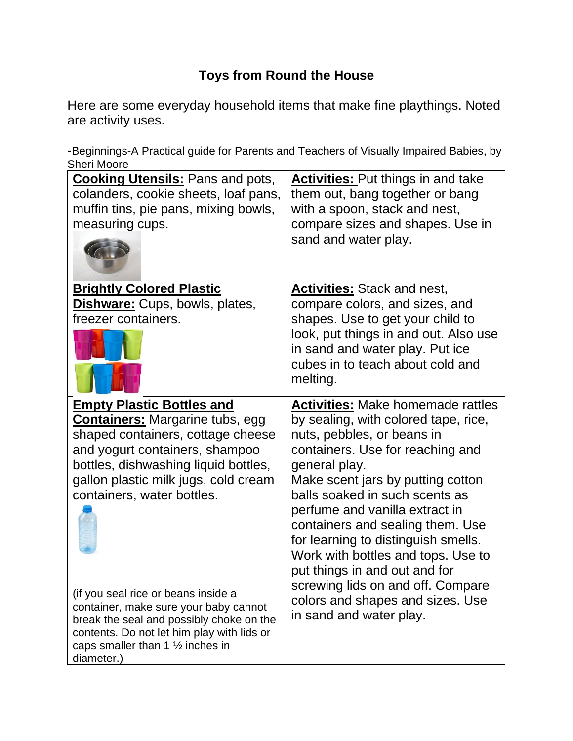# Toys from Round the House

Here are some everyday household items that make fine playthings. Noted are activity uses.

-Beginnings-A Practical guide for Parents and Teachers of Visually Impaired Babies, by Sheri Moore

| | |
|---|---|
| **Cooking Utensils:** Pans and pots, colanders, cookie sheets, loaf pans, muffin tins, pie pans, mixing bowls, measuring cups. | **Activities:** Put things in and take them out, bang together or bang with a spoon, stack and nest, compare sizes and shapes. Use in sand and water play. |
| **Brightly Colored Plastic Dishware:** Cups, bowls, plates, freezer containers. | **Activities:** Stack and nest, compare colors, and sizes, and shapes. Use to get your child to look, put things in and out. Also use in sand and water play. Put ice cubes in to teach about cold and melting. |
| **Empty Plastic Bottles and Containers:** Margarine tubs, egg shaped containers, cottage cheese and yogurt containers, shampoo bottles, dishwashing liquid bottles, gallon plastic milk jugs, cold cream containers, water bottles.<br><br>(if you seal rice or beans inside a container, make sure your baby cannot break the seal and possibly choke on the contents. Do not let him play with lids or caps smaller than 1 ½ inches in diameter.) | **Activities:** Make homemade rattles by sealing, with colored tape, rice, nuts, pebbles, or beans in containers. Use for reaching and general play.<br>Make scent jars by putting cotton balls soaked in such scents as perfume and vanilla extract in containers and sealing them. Use for learning to distinguish smells.<br>Work with bottles and tops. Use to put things in and out and for screwing lids on and off. Compare colors and shapes and sizes. Use in sand and water play. |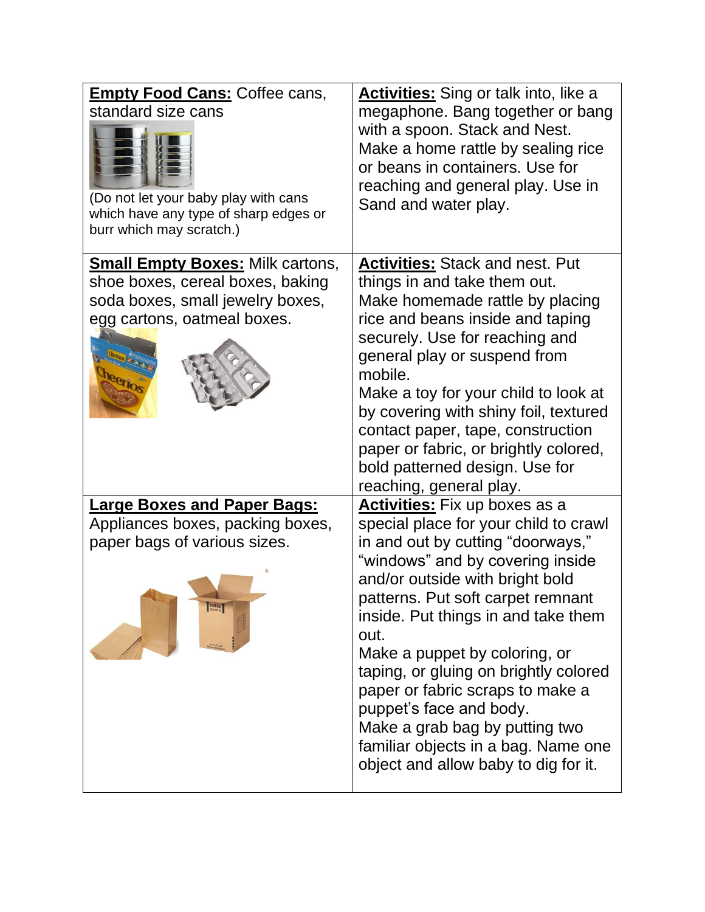| | |
|---|---|
| **Empty Food Cans:** Coffee cans, standard size cans<br><br>(Do not let your baby play with cans which have any type of sharp edges or burr which may scratch.) | **Activities:** Sing or talk into, like a megaphone. Bang together or bang with a spoon. Stack and Nest. Make a home rattle by sealing rice or beans in containers. Use for reaching and general play. Use in Sand and water play. |
| **Small Empty Boxes:** Milk cartons, shoe boxes, cereal boxes, baking soda boxes, small jewelry boxes, egg cartons, oatmeal boxes. | **Activities:** Stack and nest. Put things in and take them out.<br>Make homemade rattle by placing rice and beans inside and taping securely. Use for reaching and general play or suspend from mobile.<br>Make a toy for your child to look at by covering with shiny foil, textured contact paper, tape, construction paper or fabric, or brightly colored, bold patterned design. Use for reaching, general play. |
| **Large Boxes and Paper Bags:** Appliances boxes, packing boxes, paper bags of various sizes. | **Activities:** Fix up boxes as a special place for your child to crawl in and out by cutting "doorways," "windows" and by covering inside and/or outside with bright bold patterns. Put soft carpet remnant inside. Put things in and take them out.<br>Make a puppet by coloring, or taping, or gluing on brightly colored paper or fabric scraps to make a puppet's face and body.<br>Make a grab bag by putting two familiar objects in a bag. Name one object and allow baby to dig for it. |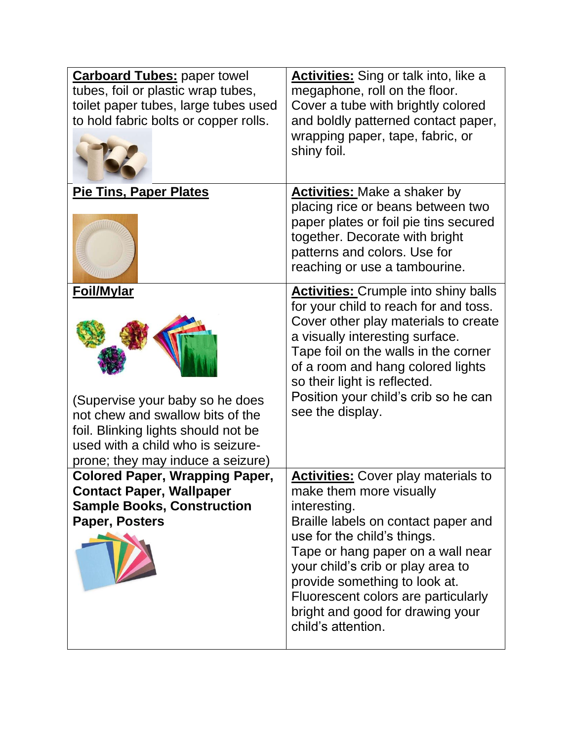| | |
|---|---|
| **Carboard Tubes:** paper towel tubes, foil or plastic wrap tubes, toilet paper tubes, large tubes used to hold fabric bolts or copper rolls. | **Activities:** Sing or talk into, like a megaphone, roll on the floor. Cover a tube with brightly colored and boldly patterned contact paper, wrapping paper, tape, fabric, or shiny foil. |
| **Pie Tins, Paper Plates** | **Activities:** Make a shaker by placing rice or beans between two paper plates or foil pie tins secured together. Decorate with bright patterns and colors. Use for reaching or use a tambourine. |
| **Foil/Mylar**<br><br>(Supervise your baby so he does not chew and swallow bits of the foil. Blinking lights should not be used with a child who is seizure-prone; they may induce a seizure) | **Activities:** Crumple into shiny balls for your child to reach for and toss. Cover other play materials to create a visually interesting surface. Tape foil on the walls in the corner of a room and hang colored lights so their light is reflected. Position your child's crib so he can see the display. |
| **Colored Paper, Wrapping Paper, Contact Paper, Wallpaper Sample Books, Construction Paper, Posters** | **Activities:** Cover play materials to make them more visually interesting.<br>Braille labels on contact paper and use for the child's things.<br>Tape or hang paper on a wall near your child's crib or play area to provide something to look at.<br>Fluorescent colors are particularly bright and good for drawing your child's attention. |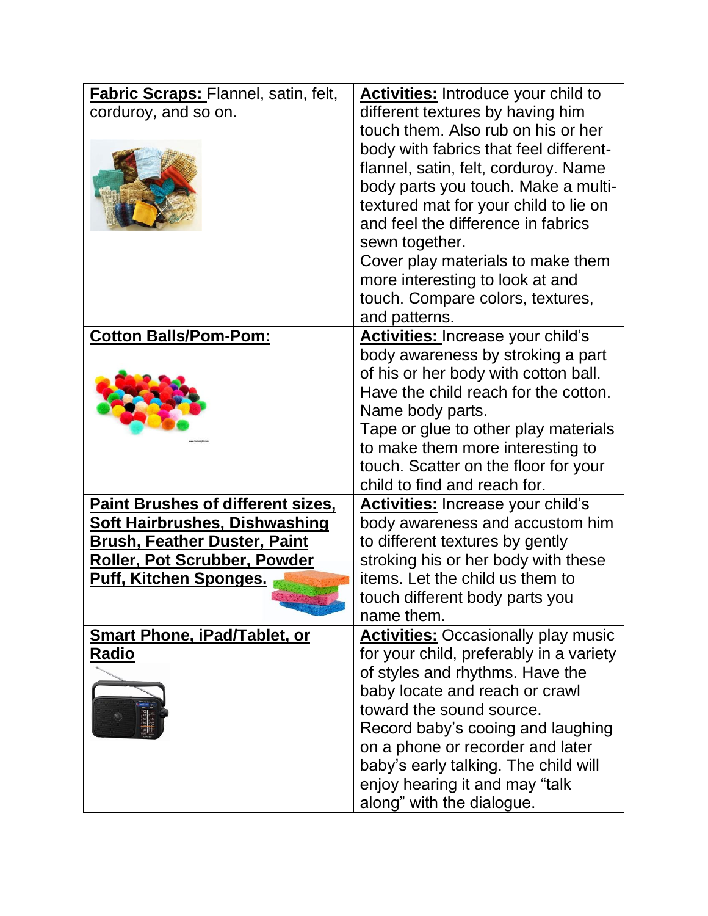| | |
|---|---|
| **Fabric Scraps:** Flannel, satin, felt, corduroy, and so on. | **Activities:** Introduce your child to different textures by having him touch them. Also rub on his or her body with fabrics that feel different- flannel, satin, felt, corduroy. Name body parts you touch. Make a multi-textured mat for your child to lie on and feel the difference in fabrics sewn together.<br>Cover play materials to make them more interesting to look at and touch. Compare colors, textures, and patterns. |
| **Cotton Balls/Pom-Pom:** | **Activities:** Increase your child's body awareness by stroking a part of his or her body with cotton ball. Have the child reach for the cotton. Name body parts.<br>Tape or glue to other play materials to make them more interesting to touch. Scatter on the floor for your child to find and reach for. |
| **Paint Brushes of different sizes, Soft Hairbrushes, Dishwashing Brush, Feather Duster, Paint Roller, Pot Scrubber, Powder Puff, Kitchen Sponges.** | **Activities:** Increase your child's body awareness and accustom him to different textures by gently stroking his or her body with these items. Let the child us them to touch different body parts you name them. |
| **Smart Phone, iPad/Tablet, or Radio** | **Activities:** Occasionally play music for your child, preferably in a variety of styles and rhythms. Have the baby locate and reach or crawl toward the sound source.<br>Record baby's cooing and laughing on a phone or recorder and later baby's early talking. The child will enjoy hearing it and may "talk along" with the dialogue. |